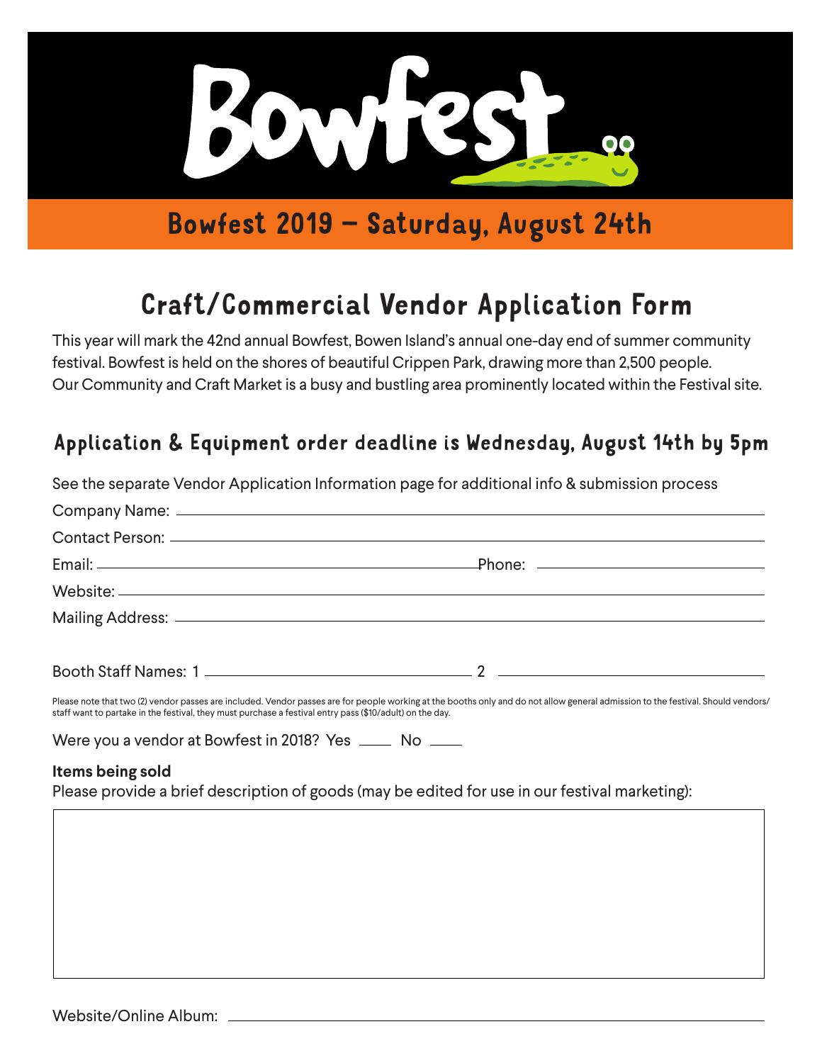# Bowfest

## Bowfest 2019 – Saturday, August 24th

# Craft/Commercial Vendor Application Form

This year will mark the 42nd annual Bowfest, Bowen Island's annual one-day end of summer community festival. Bowfest is held on the shores of beautiful Crippen Park, drawing more than 2,500 people. Our Community and Craft Market is a busy and bustling area prominently located within the Festival site.

## Application & Equipment order deadline is Wednesday, August 14th by 5pm

See the separate Vendor Application Information page for additional info & submission process

Company Name: ____________________

Contact Person: ____________________

Email: ____________________ Phone: ____________________

Website: ____________________

Mailing Address: ____________________

Booth Staff Names: 1 ____________________ 2 ____________________

Please note that two (2) vendor passes are included. Vendor passes are for people working at the booths only and do not allow general admission to the festival. Should vendors/staff want to partake in the festival, they must purchase a festival entry pass ($10/adult) on the day.

Were you a vendor at Bowfest in 2018? Yes ____ No ____

**Items being sold**

Please provide a brief description of goods (may be edited for use in our festival marketing):

Website/Online Album: ____________________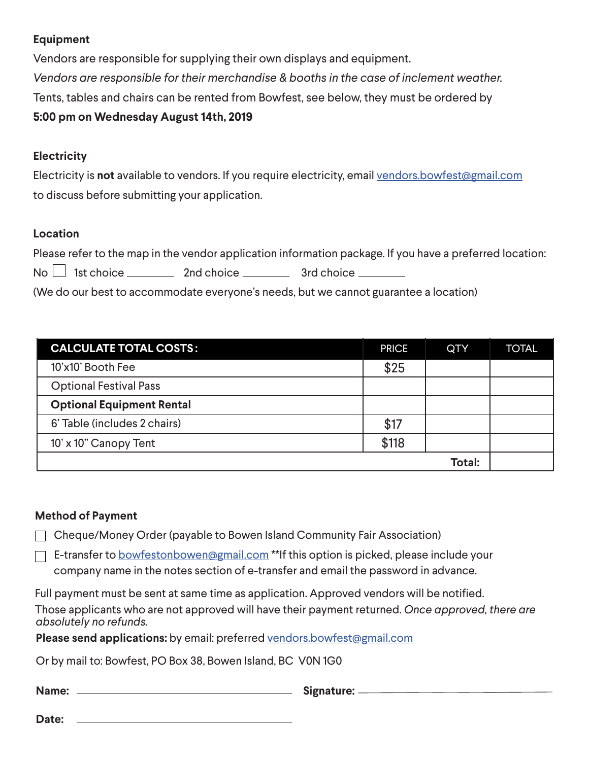**Equipment**

Vendors are responsible for supplying their own displays and equipment.

*Vendors are responsible for their merchandise & booths in the case of inclement weather.*

Tents, tables and chairs can be rented from Bowfest, see below, they must be ordered by **5:00 pm on Wednesday August 14th, 2019**

**Electricity**

Electricity is **not** available to vendors. If you require electricity, email vendors.bowfest@gmail.com to discuss before submitting your application.

**Location**

Please refer to the map in the vendor application information package. If you have a preferred location:

No ☐ 1st choice ________ 2nd choice ________ 3rd choice ________

(We do our best to accommodate everyone's needs, but we cannot guarantee a location)

| CALCULATE TOTAL COSTS: | PRICE | QTY | TOTAL |
|---|---|---|---|
| 10'x10' Booth Fee | $25 | | |
| Optional Festival Pass | | | |
| **Optional Equipment Rental** | | | |
| 6' Table (includes 2 chairs) | $17 | | |
| 10' x 10" Canopy Tent | $118 | | |
| | | **Total:** | |

**Method of Payment**

☐ Cheque/Money Order (payable to Bowen Island Community Fair Association)

☐ E-transfer to bowfestonbowen@gmail.com **If this option is picked, please include your company name in the notes section of e-transfer and email the password in advance.

Full payment must be sent at same time as application. Approved vendors will be notified.

Those applicants who are not approved will have their payment returned. *Once approved, there are absolutely no refunds.*

**Please send applications:** by email: preferred vendors.bowfest@gmail.com

Or by mail to: Bowfest, PO Box 38, Bowen Island, BC V0N 1G0

**Name:** ______________________ **Signature:** ______________________

**Date:** ______________________